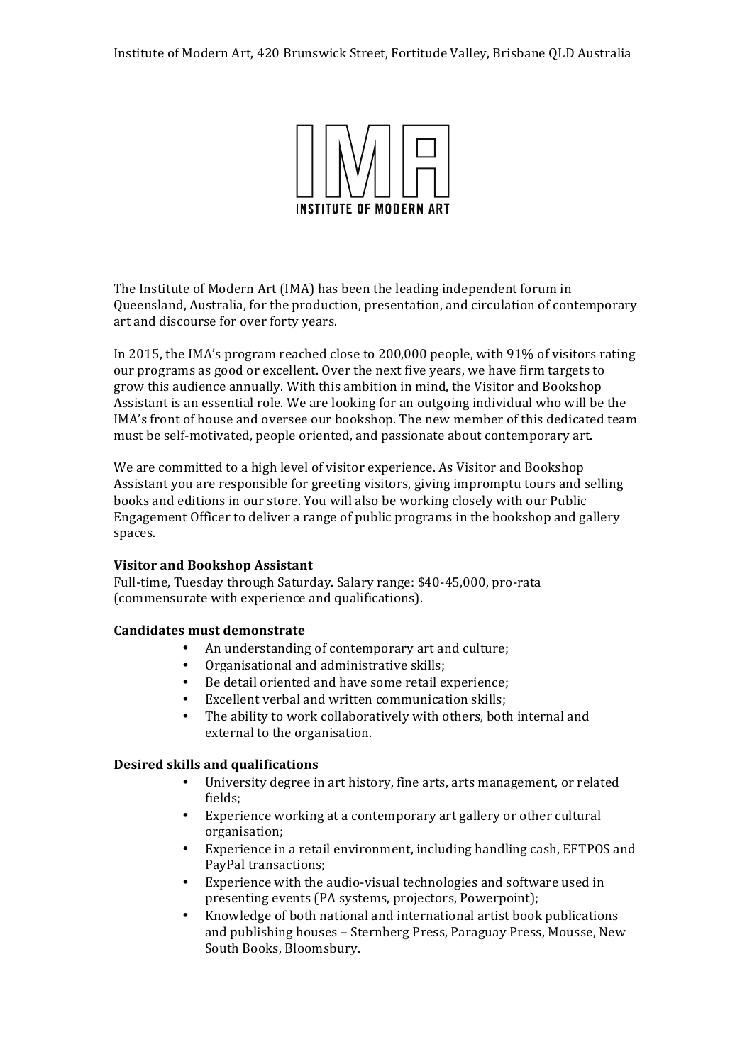Institute of Modern Art, 420 Brunswick Street, Fortitude Valley, Brisbane QLD Australia

IMA
INSTITUTE OF MODERN ART

The Institute of Modern Art (IMA) has been the leading independent forum in Queensland, Australia, for the production, presentation, and circulation of contemporary art and discourse for over forty years.

In 2015, the IMA's program reached close to 200,000 people, with 91% of visitors rating our programs as good or excellent. Over the next five years, we have firm targets to grow this audience annually. With this ambition in mind, the Visitor and Bookshop Assistant is an essential role. We are looking for an outgoing individual who will be the IMA's front of house and oversee our bookshop. The new member of this dedicated team must be self-motivated, people oriented, and passionate about contemporary art.

We are committed to a high level of visitor experience. As Visitor and Bookshop Assistant you are responsible for greeting visitors, giving impromptu tours and selling books and editions in our store. You will also be working closely with our Public Engagement Officer to deliver a range of public programs in the bookshop and gallery spaces.

**Visitor and Bookshop Assistant**
Full-time, Tuesday through Saturday. Salary range: $40-45,000, pro-rata (commensurate with experience and qualifications).

**Candidates must demonstrate**

- An understanding of contemporary art and culture;
- Organisational and administrative skills;
- Be detail oriented and have some retail experience;
- Excellent verbal and written communication skills;
- The ability to work collaboratively with others, both internal and external to the organisation.

**Desired skills and qualifications**

- University degree in art history, fine arts, arts management, or related fields;
- Experience working at a contemporary art gallery or other cultural organisation;
- Experience in a retail environment, including handling cash, EFTPOS and PayPal transactions;
- Experience with the audio-visual technologies and software used in presenting events (PA systems, projectors, Powerpoint);
- Knowledge of both national and international artist book publications and publishing houses – Sternberg Press, Paraguay Press, Mousse, New South Books, Bloomsbury.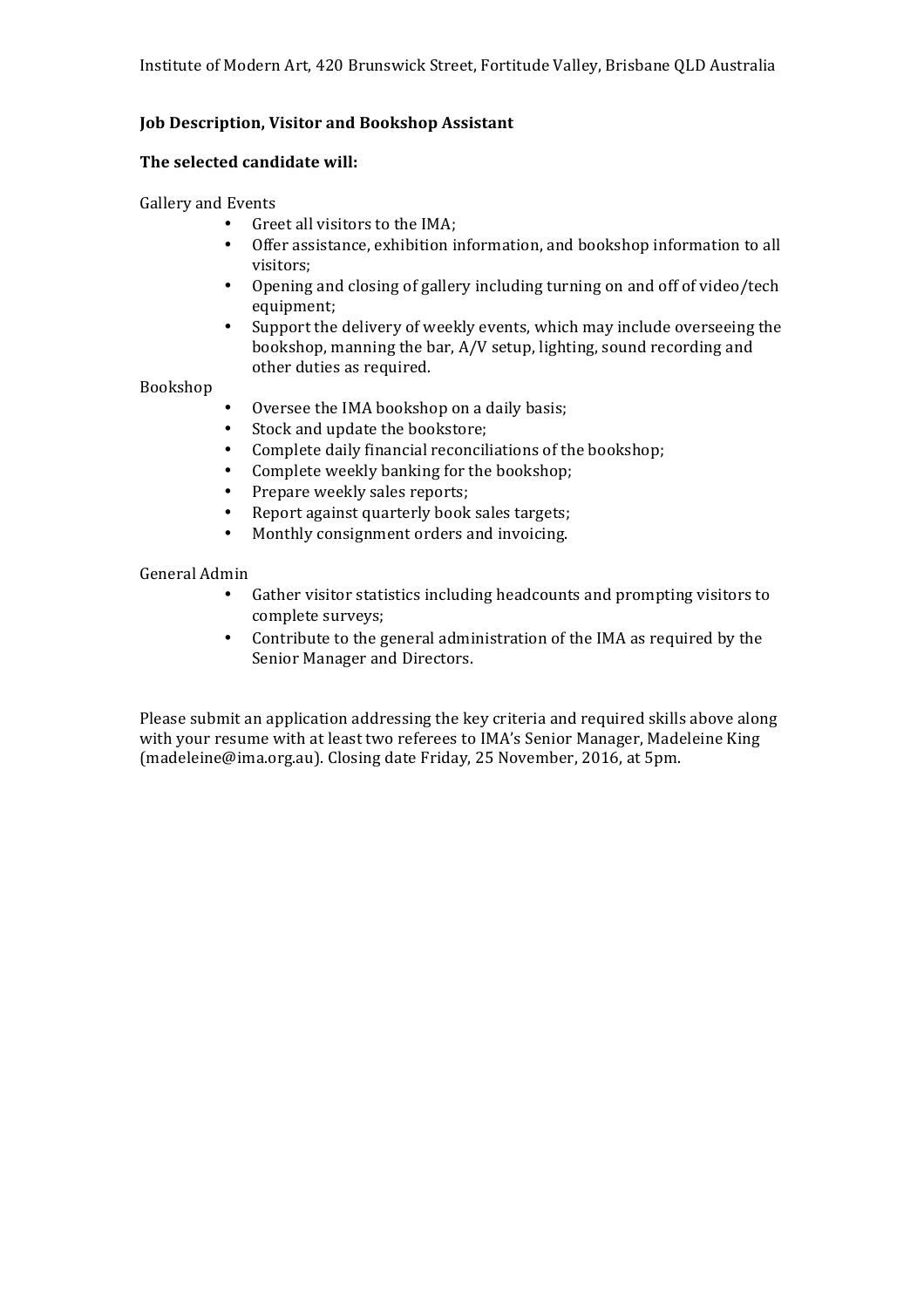Institute of Modern Art, 420 Brunswick Street, Fortitude Valley, Brisbane QLD Australia

**Job Description, Visitor and Bookshop Assistant**

**The selected candidate will:**

Gallery and Events

- Greet all visitors to the IMA;
- Offer assistance, exhibition information, and bookshop information to all visitors;
- Opening and closing of gallery including turning on and off of video/tech equipment;
- Support the delivery of weekly events, which may include overseeing the bookshop, manning the bar, A/V setup, lighting, sound recording and other duties as required.

Bookshop

- Oversee the IMA bookshop on a daily basis;
- Stock and update the bookstore;
- Complete daily financial reconciliations of the bookshop;
- Complete weekly banking for the bookshop;
- Prepare weekly sales reports;
- Report against quarterly book sales targets;
- Monthly consignment orders and invoicing.

General Admin

- Gather visitor statistics including headcounts and prompting visitors to complete surveys;
- Contribute to the general administration of the IMA as required by the Senior Manager and Directors.

Please submit an application addressing the key criteria and required skills above along with your resume with at least two referees to IMA's Senior Manager, Madeleine King (madeleine@ima.org.au). Closing date Friday, 25 November, 2016, at 5pm.